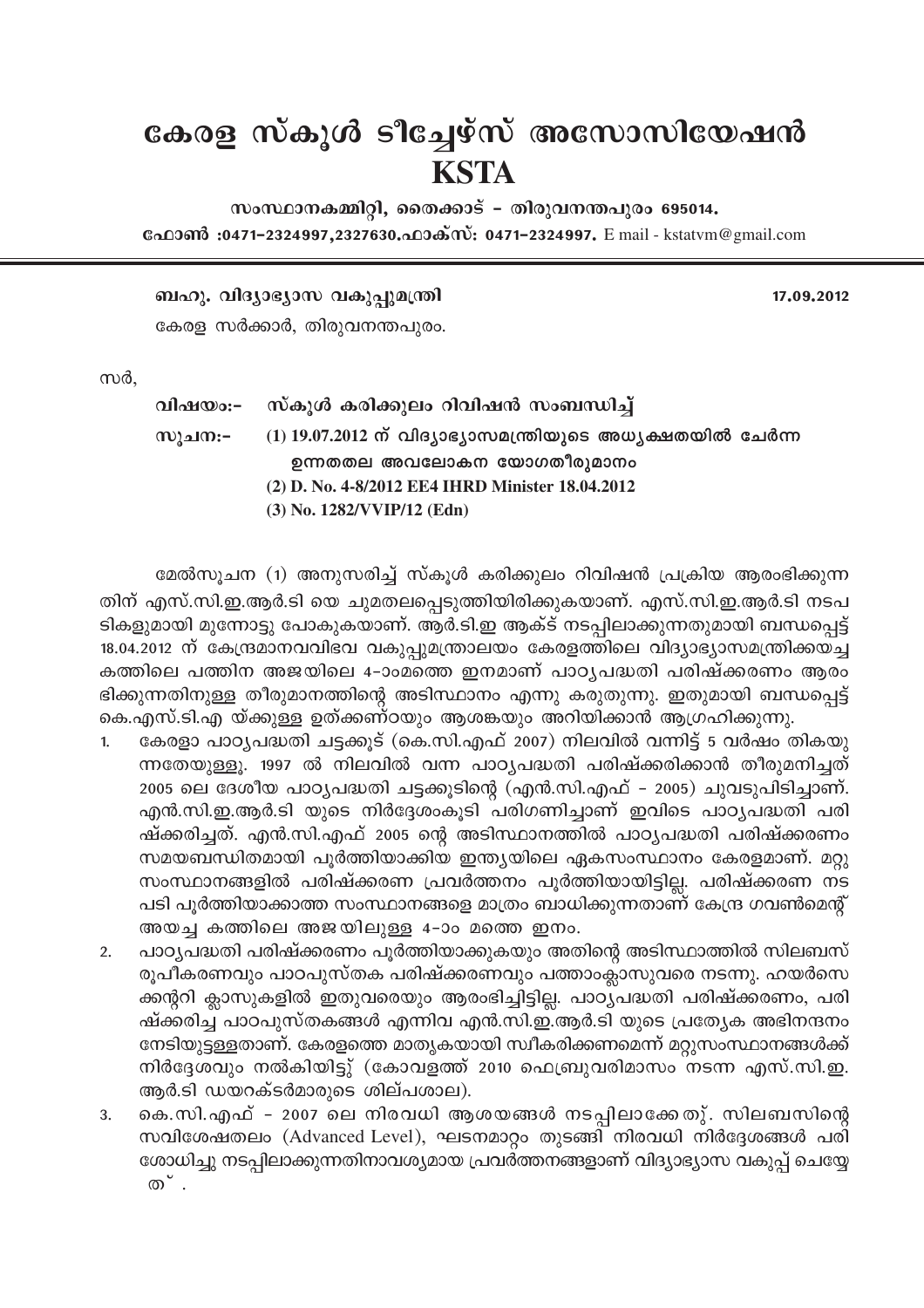# കേരള സ്കൂൾ ടീച്ചേഴ്സ് അസോസിയേഷൻ
# KSTA

**സംസ്ഥാനകമ്മിറ്റി, തൈക്കാട് – തിരുവനന്തപുരം 695014.**

**ഫോൺ :0471-2324997,2327630.ഫാക്സ്: 0471-2324997.** E mail - kstatvm@gmail.com

---

**ബഹു. വിദ്യാഭ്യാസ വകുപ്പുമന്ത്രി** 17.09.2012

കേരള സർക്കാർ, തിരുവനന്തപുരം.

സർ,

**വിഷയം:-** സ്കൂൾ കരിക്കുലം റിവിഷൻ സംബന്ധിച്ച്

**സൂചന:-** (1) 19.07.2012 ന് വിദ്യാഭ്യാസമന്ത്രിയുടെ അധ്യക്ഷതയിൽ ചേർന്ന ഉന്നതതല അവലോകന യോഗതീരുമാനം
(2) D. No. 4-8/2012 EE4 IHRD Minister 18.04.2012
(3) No. 1282/VVIP/12 (Edn)

മേൽസൂചന (1) അനുസരിച്ച് സ്കൂൾ കരിക്കുലം റിവിഷൻ പ്രക്രിയ ആരംഭിക്കുന്നതിന് എസ്.സി.ഇ.ആർ.ടി യെ ചുമതലപ്പെടുത്തിയിരിക്കുകയാണ്. എസ്.സി.ഇ.ആർ.ടി നടപടികളുമായി മുന്നോട്ടു പോകുകയാണ്. ആർ.ടി.ഇ ആക്ട് നടപ്പിലാക്കുന്നതുമായി ബന്ധപ്പെട്ട് 18.04.2012 ന് കേന്ദ്രമാനവവിഭവ വകുപ്പുമന്ത്രാലയം കേരളത്തിലെ വിദ്യാഭ്യാസമന്ത്രിക്കയച്ച കത്തിലെ പത്തിന അജയിലെ 4-ാംമത്തെ ഇനമാണ് പാഠ്യപദ്ധതി പരിഷ്ക്കരണം ആരംഭിക്കുന്നതിനുള്ള തീരുമാനത്തിന്റെ അടിസ്ഥാനം എന്നു കരുതുന്നു. ഇതുമായി ബന്ധപ്പെട്ട് കെ.എസ്.ടി.എ യ്ക്കുള്ള ഉത്ക്കണ്ഠയും ആശങ്കയും അറിയിക്കാൻ ആഗ്രഹിക്കുന്നു.

1. കേരളാ പാഠ്യപദ്ധതി ചട്ടക്കൂട് (കെ.സി.എഫ് 2007) നിലവിൽ വന്നിട്ട് 5 വർഷം തികയുന്നതേയുള്ളൂ. 1997 ൽ നിലവിൽ വന്ന പാഠ്യപദ്ധതി പരിഷ്ക്കരിക്കാൻ തീരുമനിച്ചത് 2005 ലെ ദേശീയ പാഠ്യപദ്ധതി ചട്ടക്കൂടിന്റെ (എൻ.സി.എഫ് – 2005) ചുവടുപിടിച്ചാണ്. എൻ.സി.ഇ.ആർ.ടി യുടെ നിർദ്ദേശംകൂടി പരിഗണിച്ചാണ് ഇവിടെ പാഠ്യപദ്ധതി പരിഷ്ക്കരിച്ചത്. എൻ.സി.എഫ് 2005 ന്റെ അടിസ്ഥാനത്തിൽ പാഠ്യപദ്ധതി പരിഷ്ക്കരണം സമയബന്ധിതമായി പൂർത്തിയാക്കിയ ഇന്ത്യയിലെ ഏകസംസ്ഥാനം കേരളമാണ്. മറ്റു സംസ്ഥാനങ്ങളിൽ പരിഷ്ക്കരണ പ്രവർത്തനം പൂർത്തിയായിട്ടില്ല. പരിഷ്ക്കരണ നടപടി പൂർത്തിയാക്കാത്ത സംസ്ഥാനങ്ങളെ മാത്രം ബാധിക്കുന്നതാണ് കേന്ദ്ര ഗവൺമെന്റ് അയച്ച കത്തിലെ അജയിലുള്ള 4-ാം മത്തെ ഇനം.
2. പാഠ്യപദ്ധതി പരിഷ്കരണം പൂർത്തിയാക്കുകയും അതിന്റെ അടിസ്ഥാത്തിൽ സിലബസ് രൂപീകരണവും പാഠപുസ്തക പരിഷ്ക്കരണവും പത്താംക്ലാസുവരെ നടന്നു. ഹയർസെക്കന്ററി ക്ലാസുകളിൽ ഇതുവരെയും ആരംഭിച്ചിട്ടില്ല. പാഠ്യപദ്ധതി പരിഷ്ക്കരണം, പരിഷ്ക്കരിച്ച പാഠപുസ്തകങ്ങൾ എന്നിവ എൻ.സി.ഇ.ആർ.ടി യുടെ പ്രത്യേക അഭിനന്ദനം നേടിയുട്ടുള്ളതാണ്. കേരളത്തെ മാതൃകയായി സ്വീകരിക്കണമെന്ന് മറ്റുസംസ്ഥാനങ്ങൾക്ക് നിർദ്ദേശവും നൽകിയിട്ടു് (കോവളത്ത് 2010 ഫെബ്രുവരിമാസം നടന്ന എസ്.സി.ഇ. ആർ.ടി ഡയറക്ടർമാരുടെ ശില്പശാല).
3. കെ.സി.എഫ് – 2007 ലെ നിരവധി ആശയങ്ങൾ നടപ്പിലാക്കേതു്. സിലബസിന്റെ സവിശേഷതലം (Advanced Level), ഘടനമാറ്റം തുടങ്ങി നിരവധി നിർദ്ദേശങ്ങൾ പരിശോധിച്ചു നടപ്പിലാക്കുന്നതിനാവശ്യമായ പ്രവർത്തനങ്ങളാണ് വിദ്യാഭ്യാസ വകുപ്പ് ചെയ്യേത് .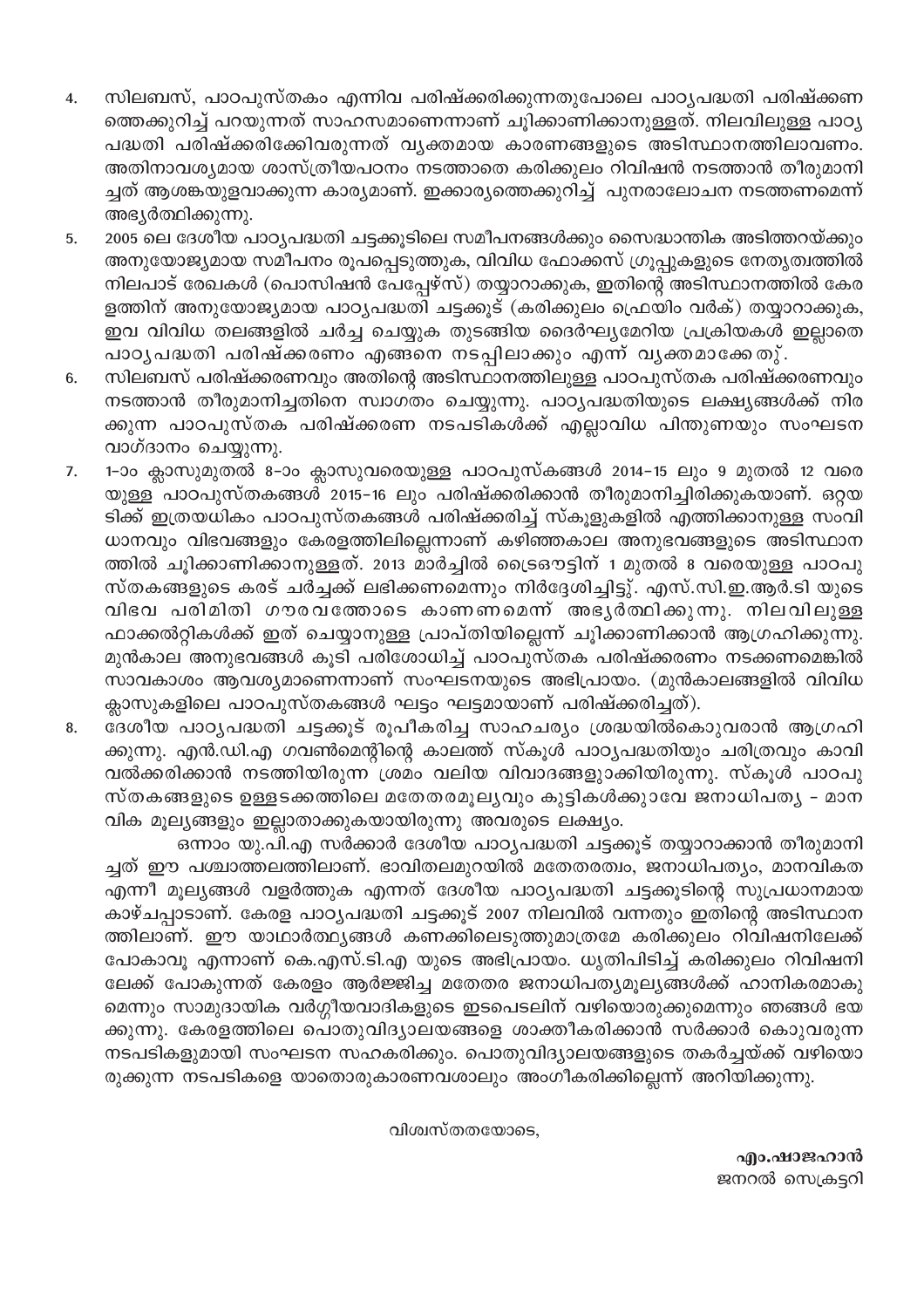4. സിലബസ്, പാഠപുസ്തകം എന്നിവ പരിഷ്ക്കരിക്കുന്നതുപോലെ പാഠ്യപദ്ധതി പരിഷ്ക്കരണത്തെക്കുറിച്ച് പറയുന്നത് സാഹസമാണെന്നാണ് ചൂിക്കാണിക്കാനുള്ളത്. നിലവിലുള്ള പാഠ്യപദ്ധതി പരിഷ്ക്കരിക്കേിവരുന്നത് വ്യക്തമായ കാരണങ്ങളുടെ അടിസ്ഥാനത്തിലാവണം. അതിനാവശ്യമായ ശാസ്ത്രീയപഠനം നടത്താതെ കരിക്കുലം റിവിഷൻ നടത്താൻ തീരുമാനിച്ചത് ആശങ്കയുളവാക്കുന്ന കാര്യമാണ്. ഇക്കാര്യത്തെക്കുറിച്ച് പുനരാലോചന നടത്തണമെന്ന് അഭ്യർത്ഥിക്കുന്നു.
5. 2005 ലെ ദേശീയ പാഠ്യപദ്ധതി ചട്ടക്കൂടിലെ സമീപനങ്ങൾക്കും സൈദ്ധാന്തിക അടിത്തറയ്ക്കും അനുയോജ്യമായ സമീപനം രൂപപ്പെടുത്തുക, വിവിധ ഫോക്കസ് ഗ്രൂപ്പുകളുടെ നേതൃത്വത്തിൽ നിലപാട് രേഖകൾ (പൊസിഷൻ പേപ്പേഴ്സ്) തയ്യാറാക്കുക, ഇതിന്റെ അടിസ്ഥാനത്തിൽ കേരളത്തിന് അനുയോജ്യമായ പാഠ്യപദ്ധതി ചട്ടക്കൂട് (കരിക്കുലം ഫ്രെയിം വർക്) തയ്യാറാക്കുക, ഇവ വിവിധ തലങ്ങളിൽ ചർച്ച ചെയ്യുക തുടങ്ങിയ ദൈർഘ്യമേറിയ പ്രക്രിയകൾ ഇല്ലാതെ പാഠ്യപദ്ധതി പരിഷ്ക്കരണം എങ്ങനെ നടപ്പിലാക്കും എന്ന് വ്യക്തമാക്കേതു്.
6. സിലബസ് പരിഷ്ക്കരണവും അതിന്റെ അടിസ്ഥാനത്തിലുള്ള പാഠപുസ്തക പരിഷ്ക്കരണവും നടത്താൻ തീരുമാനിച്ചതിനെ സ്വാഗതം ചെയ്യുന്നു. പാഠ്യപദ്ധതിയുടെ ലക്ഷ്യങ്ങൾക്ക് നിരക്കുന്ന പാഠപുസ്തക പരിഷ്ക്കരണ നടപടികൾക്ക് എല്ലാവിധ പിന്തുണയും സംഘടന വാഗ്ദാനം ചെയ്യുന്നു.
7. 1-ാം ക്ലാസുമുതൽ 8-ാം ക്ലാസുവരെയുള്ള പാഠപുസ്കങ്ങൾ 2014-15 ലും 9 മുതൽ 12 വരെയുള്ള പാഠപുസ്തകങ്ങൾ 2015-16 ലും പരിഷ്ക്കരിക്കാൻ തീരുമാനിച്ചിരിക്കുകയാണ്. ഒറ്റയടിക്ക് ഇത്രയധികം പാഠപുസ്തകങ്ങൾ പരിഷ്ക്കരിച്ച് സ്കൂളുകളിൽ എത്തിക്കാനുള്ള സംവിധാനവും വിഭവങ്ങളും കേരളത്തിലില്ലെന്നാണ് കഴിഞ്ഞകാല അനുഭവങ്ങളുടെ അടിസ്ഥാനത്തിൽ ചൂിക്കാണിക്കാനുള്ളത്. 2013 മാർച്ചിൽ ട്രൈഔട്ടിന് 1 മുതൽ 8 വരെയുള്ള പാഠപുസ്തകങ്ങളുടെ കരട് ചർച്ചക്ക് ലഭിക്കണമെന്നും നിർദ്ദേശിച്ചിട്ടു്. എസ്.സി.ഇ.ആർ.ടി യുടെ വിഭവ പരിമിതി ഗൗരവത്തോടെ കാണണമെന്ന് അഭ്യർത്ഥിക്കുന്നു. നിലവിലുള്ള ഫാക്കൽറ്റികൾക്ക് ഇത് ചെയ്യാനുള്ള പ്രാപ്തിയില്ലെന്ന് ചൂിക്കാണിക്കാൻ ആഗ്രഹിക്കുന്നു. മുൻകാല അനുഭവങ്ങൾ കൂടി പരിശോധിച്ച് പാഠപുസ്തക പരിഷ്ക്കരണം നടക്കണമെങ്കിൽ സാവകാശം ആവശ്യമാണെന്നാണ് സംഘടനയുടെ അഭിപ്രായം. (മുൻകാലങ്ങളിൽ വിവിധ ക്ലാസുകളിലെ പാഠപുസ്തകങ്ങൾ ഘട്ടം ഘട്ടമായാണ് പരിഷ്ക്കരിച്ചത്).
8. ദേശീയ പാഠ്യപദ്ധതി ചട്ടക്കൂട് രൂപീകരിച്ച സാഹചര്യം ശ്രദ്ധയിൽകൊുവരാൻ ആഗ്രഹിക്കുന്നു. എൻ.ഡി.എ ഗവൺമെന്റിന്റെ കാലത്ത് സ്കൂൾ പാഠ്യപദ്ധതിയും ചരിത്രവും കാവിവൽക്കരിക്കാൻ നടത്തിയിരുന്ന ശ്രമം വലിയ വിവാദങ്ങളുാക്കിയിരുന്നു. സ്കൂൾ പാഠപുസ്തകങ്ങളുടെ ഉള്ളടക്കത്തിലെ മതേതരമൂല്യവും കുട്ടികൾക്കുാവേ ജനാധിപത്യ - മാനവിക മൂല്യങ്ങളും ഇല്ലാതാക്കുകയായിരുന്നു അവരുടെ ലക്ഷ്യം.

   ഒന്നാം യു.പി.എ സർക്കാർ ദേശീയ പാഠ്യപദ്ധതി ചട്ടക്കൂട് തയ്യാറാക്കാൻ തീരുമാനിച്ചത് ഈ പശ്ചാത്തലത്തിലാണ്. ഭാവിതലമുറയിൽ മതേതരത്വം, ജനാധിപത്യം, മാനവികത എന്നീ മൂല്യങ്ങൾ വളർത്തുക എന്നത് ദേശീയ പാഠ്യപദ്ധതി ചട്ടക്കൂടിന്റെ സുപ്രധാനമായ കാഴ്ചപ്പാടാണ്. കേരള പാഠ്യപദ്ധതി ചട്ടക്കൂട് 2007 നിലവിൽ വന്നതും ഇതിന്റെ അടിസ്ഥാനത്തിലാണ്. ഈ യാഥാർത്ഥ്യങ്ങൾ കണക്കിലെടുത്തുമാത്രമേ കരിക്കുലം റിവിഷനിലേക്ക് പോകാവൂ എന്നാണ് കെ.എസ്.ടി.എ യുടെ അഭിപ്രായം. ധൃതിപിടിച്ച് കരിക്കുലം റിവിഷനിലേക്ക് പോകുന്നത് കേരളം ആർജ്ജിച്ച മതേതര ജനാധിപത്യമൂല്യങ്ങൾക്ക് ഹാനികരമാകുമെന്നും സാമുദായിക വർഗ്ഗീയവാദികളുടെ ഇടപെടലിന് വഴിയൊരുക്കുമെന്നും ഞങ്ങൾ ഭയക്കുന്നു. കേരളത്തിലെ പൊതുവിദ്യാലയങ്ങളെ ശാക്തീകരിക്കാൻ സർക്കാർ കൊുവരുന്ന നടപടികളുമായി സംഘടന സഹകരിക്കും. പൊതുവിദ്യാലയങ്ങളുടെ തകർച്ചയ്ക്ക് വഴിയൊരുക്കുന്ന നടപടികളെ യാതൊരുകാരണവശാലും അംഗീകരിക്കില്ലെന്ന് അറിയിക്കുന്നു.

വിശ്വസ്തതയോടെ,

**എം.ഷാജഹാൻ**
ജനറൽ സെക്രട്ടറി